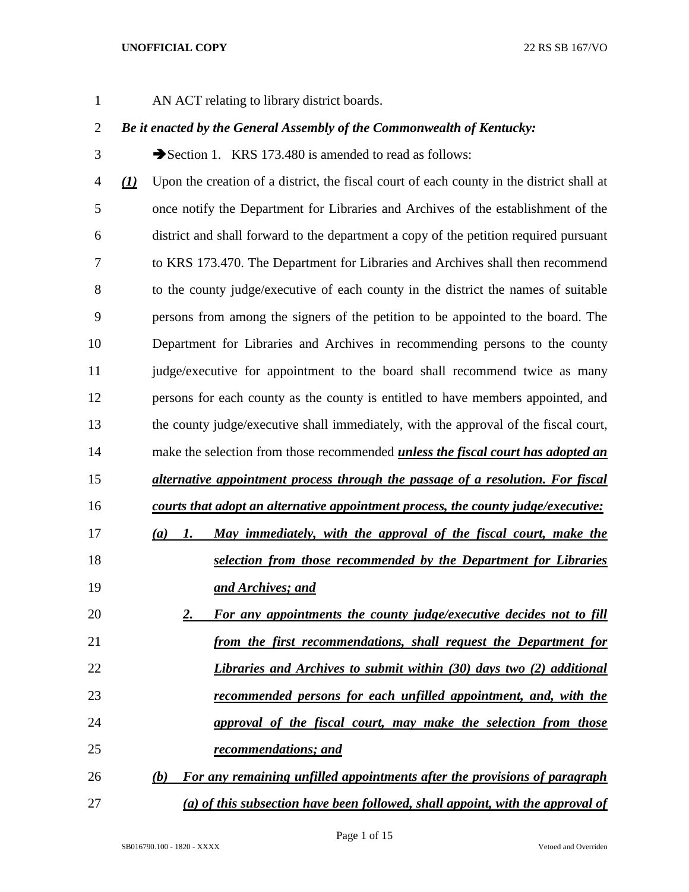AN ACT relating to library district boards.

***Be it enacted by the General Assembly of the Commonwealth of Kentucky:***

➔Section 1. KRS 173.480 is amended to read as follows:

***(1)*** Upon the creation of a district, the fiscal court of each county in the district shall at once notify the Department for Libraries and Archives of the establishment of the district and shall forward to the department a copy of the petition required pursuant to KRS 173.470. The Department for Libraries and Archives shall then recommend to the county judge/executive of each county in the district the names of suitable persons from among the signers of the petition to be appointed to the board. The Department for Libraries and Archives in recommending persons to the county judge/executive for appointment to the board shall recommend twice as many persons for each county as the county is entitled to have members appointed, and the county judge/executive shall immediately, with the approval of the fiscal court, make the selection from those recommended ***unless the fiscal court has adopted an alternative appointment process through the passage of a resolution. For fiscal courts that adopt an alternative appointment process, the county judge/executive:***

***(a) 1. May immediately, with the approval of the fiscal court, make the selection from those recommended by the Department for Libraries and Archives; and***

***2. For any appointments the county judge/executive decides not to fill from the first recommendations, shall request the Department for Libraries and Archives to submit within (30) days two (2) additional recommended persons for each unfilled appointment, and, with the approval of the fiscal court, may make the selection from those recommendations; and***

***(b) For any remaining unfilled appointments after the provisions of paragraph (a) of this subsection have been followed, shall appoint, with the approval of***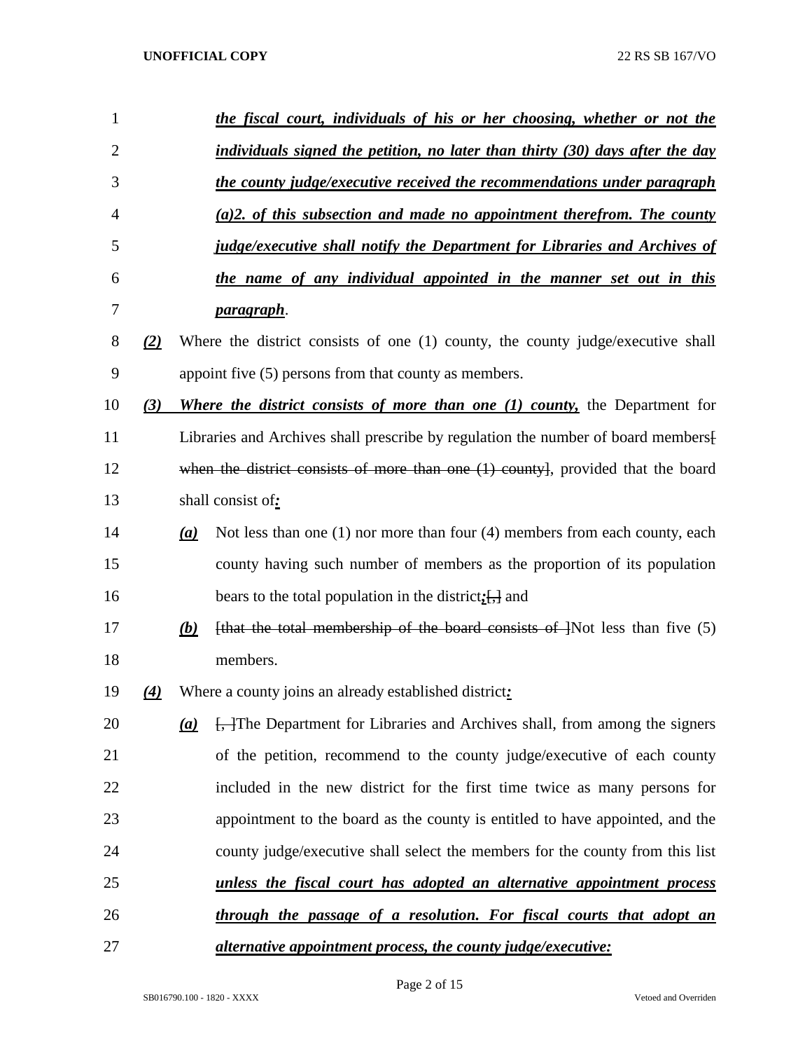***the fiscal court, individuals of his or her choosing, whether or not the individuals signed the petition, no later than thirty (30) days after the day the county judge/executive received the recommendations under paragraph (a)2. of this subsection and made no appointment therefrom. The county judge/executive shall notify the Department for Libraries and Archives of the name of any individual appointed in the manner set out in this paragraph***.

***(2)*** Where the district consists of one (1) county, the county judge/executive shall appoint five (5) persons from that county as members.

***(3)*** ***Where the district consists of more than one (1) county,*** the Department for Libraries and Archives shall prescribe by regulation the number of board members~~[ when the district consists of more than one (1) county]~~, provided that the board shall consist of***:***

***(a)*** Not less than one (1) nor more than four (4) members from each county, each county having such number of members as the proportion of its population bears to the total population in the district***;***~~[,]~~ and

***(b)*** ~~[that the total membership of the board consists of ]~~Not less than five (5) members.

***(4)*** Where a county joins an already established district***:***

***(a)*** ~~[, ]~~The Department for Libraries and Archives shall, from among the signers of the petition, recommend to the county judge/executive of each county included in the new district for the first time twice as many persons for appointment to the board as the county is entitled to have appointed, and the county judge/executive shall select the members for the county from this list ***unless the fiscal court has adopted an alternative appointment process through the passage of a resolution. For fiscal courts that adopt an alternative appointment process, the county judge/executive:***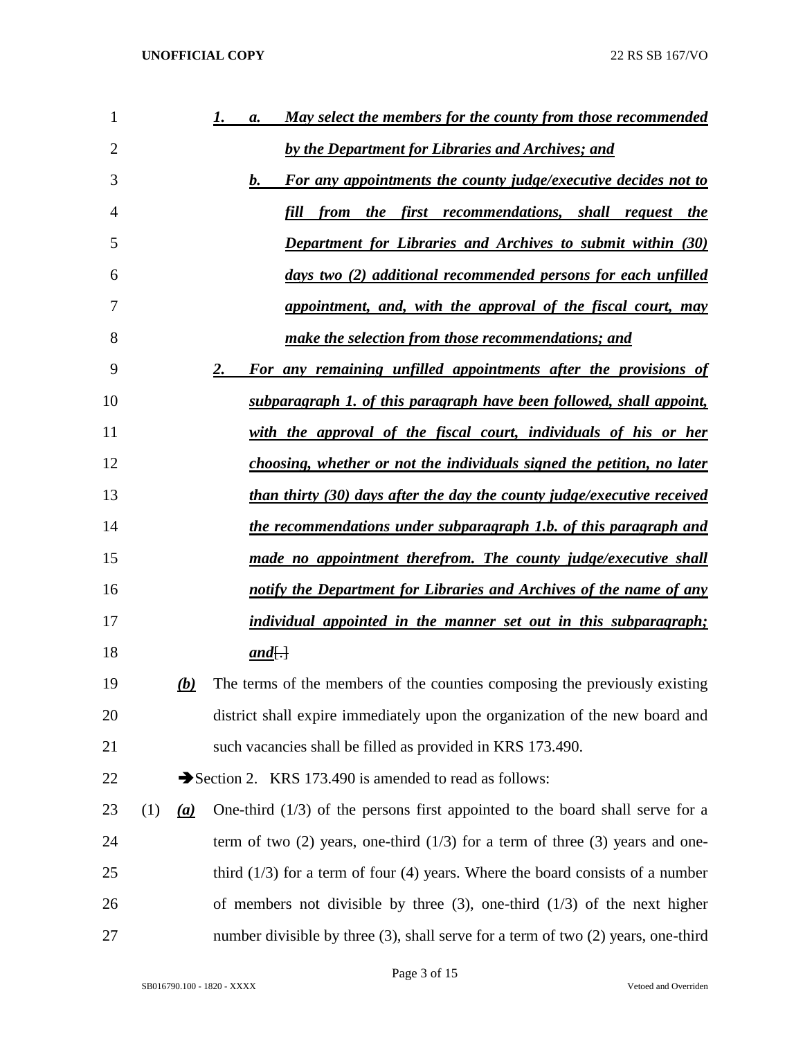1. a. ***May select the members for the county from those recommended by the Department for Libraries and Archives; and***

b. ***For any appointments the county judge/executive decides not to fill from the first recommendations, shall request the Department for Libraries and Archives to submit within (30) days two (2) additional recommended persons for each unfilled appointment, and, with the approval of the fiscal court, may make the selection from those recommendations; and***

2. ***For any remaining unfilled appointments after the provisions of subparagraph 1. of this paragraph have been followed, shall appoint, with the approval of the fiscal court, individuals of his or her choosing, whether or not the individuals signed the petition, no later than thirty (30) days after the day the county judge/executive received the recommendations under subparagraph 1.b. of this paragraph and made no appointment therefrom. The county judge/executive shall notify the Department for Libraries and Archives of the name of any individual appointed in the manner set out in this subparagraph; and***[.]

***(b)*** The terms of the members of the counties composing the previously existing district shall expire immediately upon the organization of the new board and such vacancies shall be filled as provided in KRS 173.490.

➔Section 2. KRS 173.490 is amended to read as follows:

(1) ***(a)*** One-third (1/3) of the persons first appointed to the board shall serve for a term of two (2) years, one-third (1/3) for a term of three (3) years and one-third (1/3) for a term of four (4) years. Where the board consists of a number of members not divisible by three (3), one-third (1/3) of the next higher number divisible by three (3), shall serve for a term of two (2) years, one-third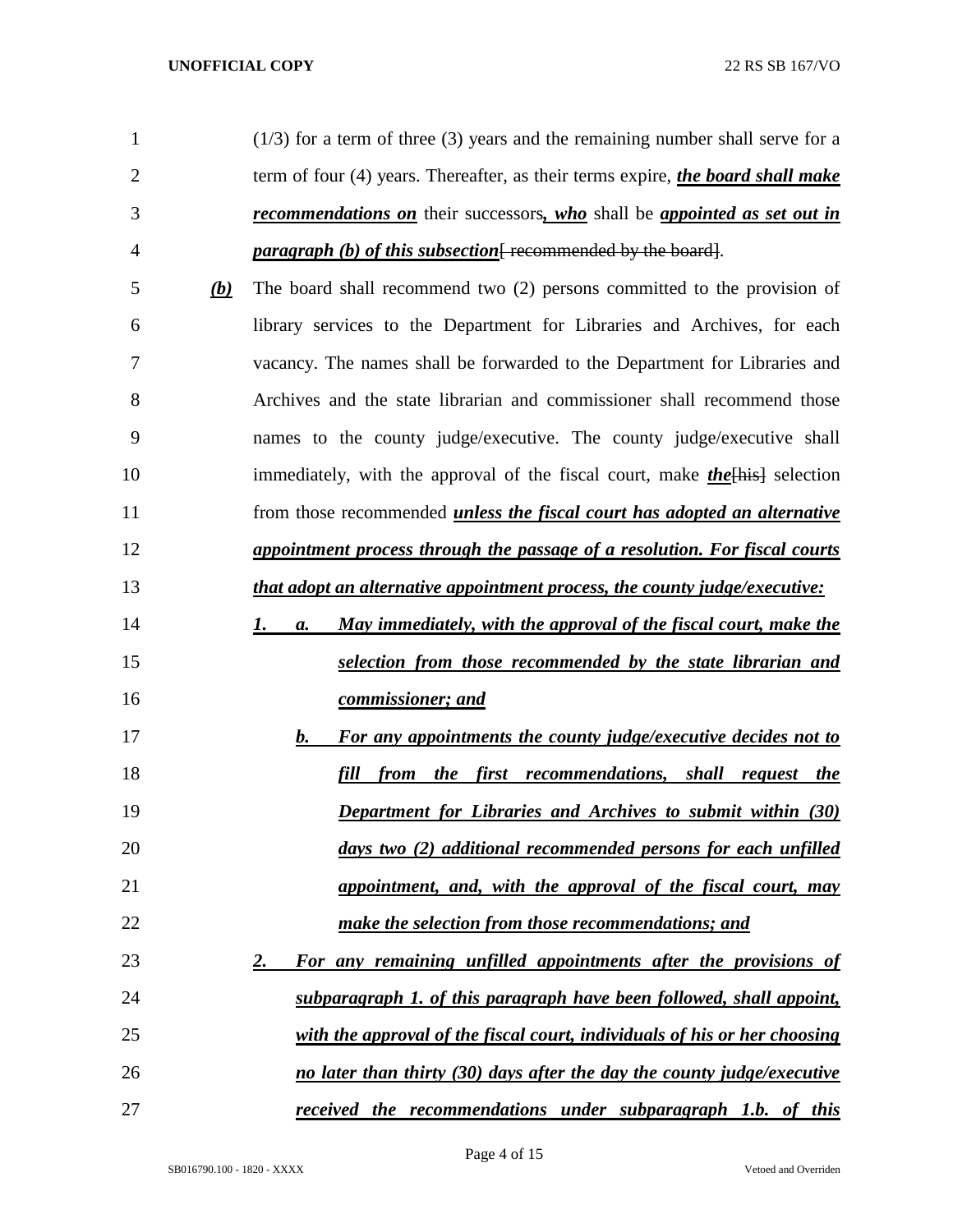(1/3) for a term of three (3) years and the remaining number shall serve for a term of four (4) years. Thereafter, as their terms expire, ***the board shall make recommendations on*** their successors***, who*** shall be ***appointed as set out in paragraph (b) of this subsection***[ recommended by the board].

***(b)*** The board shall recommend two (2) persons committed to the provision of library services to the Department for Libraries and Archives, for each vacancy. The names shall be forwarded to the Department for Libraries and Archives and the state librarian and commissioner shall recommend those names to the county judge/executive. The county judge/executive shall immediately, with the approval of the fiscal court, make ***the***[his] selection from those recommended ***unless the fiscal court has adopted an alternative appointment process through the passage of a resolution. For fiscal courts that adopt an alternative appointment process, the county judge/executive:***

***1. a. May immediately, with the approval of the fiscal court, make the selection from those recommended by the state librarian and commissioner; and***

***b. For any appointments the county judge/executive decides not to fill from the first recommendations, shall request the Department for Libraries and Archives to submit within (30) days two (2) additional recommended persons for each unfilled appointment, and, with the approval of the fiscal court, may make the selection from those recommendations; and***

***2. For any remaining unfilled appointments after the provisions of subparagraph 1. of this paragraph have been followed, shall appoint, with the approval of the fiscal court, individuals of his or her choosing no later than thirty (30) days after the day the county judge/executive received the recommendations under subparagraph 1.b. of this***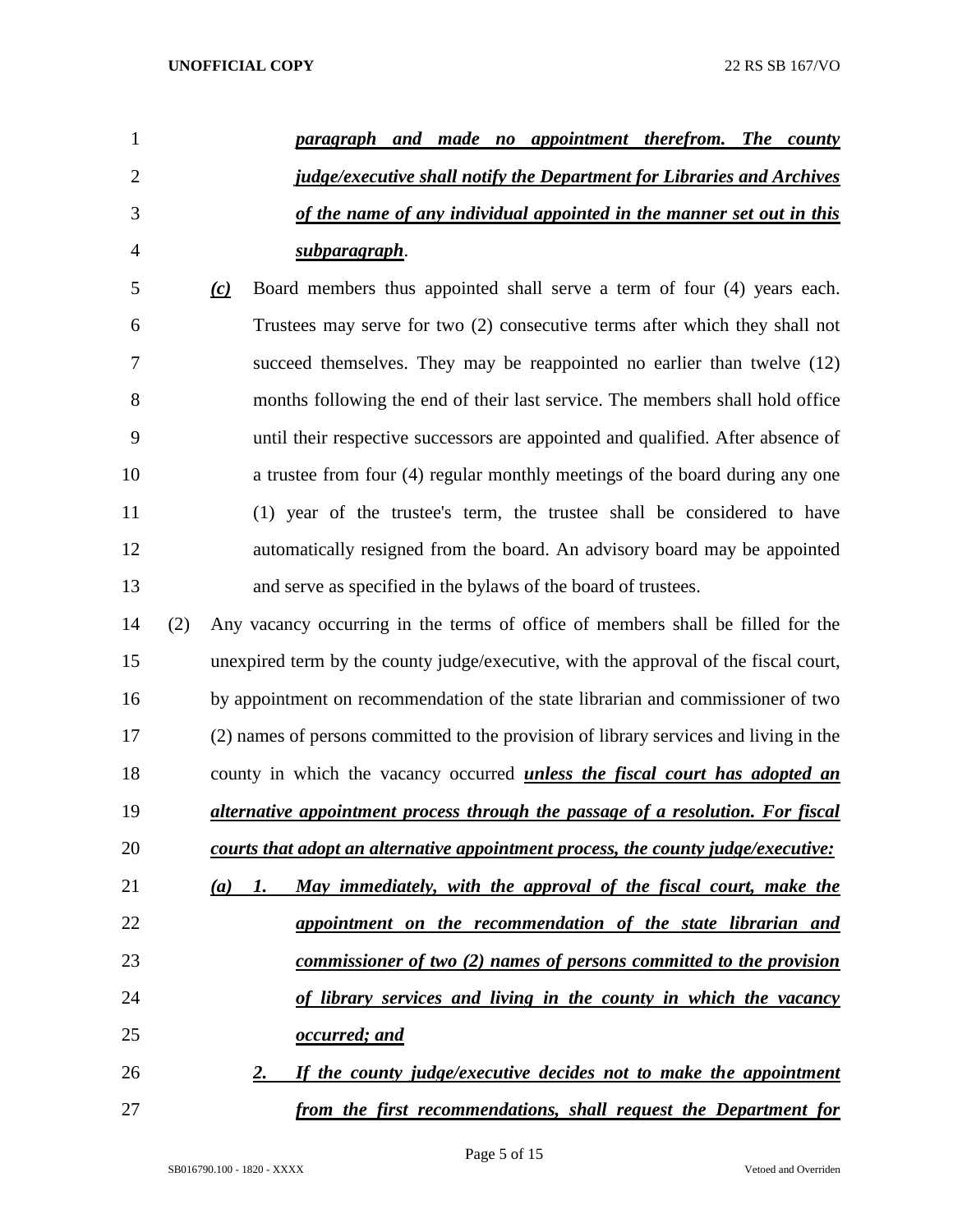***paragraph and made no appointment therefrom. The county judge/executive shall notify the Department for Libraries and Archives of the name of any individual appointed in the manner set out in this subparagraph***.

***(c)*** Board members thus appointed shall serve a term of four (4) years each. Trustees may serve for two (2) consecutive terms after which they shall not succeed themselves. They may be reappointed no earlier than twelve (12) months following the end of their last service. The members shall hold office until their respective successors are appointed and qualified. After absence of a trustee from four (4) regular monthly meetings of the board during any one (1) year of the trustee's term, the trustee shall be considered to have automatically resigned from the board. An advisory board may be appointed and serve as specified in the bylaws of the board of trustees.

(2) Any vacancy occurring in the terms of office of members shall be filled for the unexpired term by the county judge/executive, with the approval of the fiscal court, by appointment on recommendation of the state librarian and commissioner of two (2) names of persons committed to the provision of library services and living in the county in which the vacancy occurred ***unless the fiscal court has adopted an alternative appointment process through the passage of a resolution. For fiscal courts that adopt an alternative appointment process, the county judge/executive:***

***(a) 1. May immediately, with the approval of the fiscal court, make the appointment on the recommendation of the state librarian and commissioner of two (2) names of persons committed to the provision of library services and living in the county in which the vacancy occurred; and***

***2. If the county judge/executive decides not to make the appointment from the first recommendations, shall request the Department for***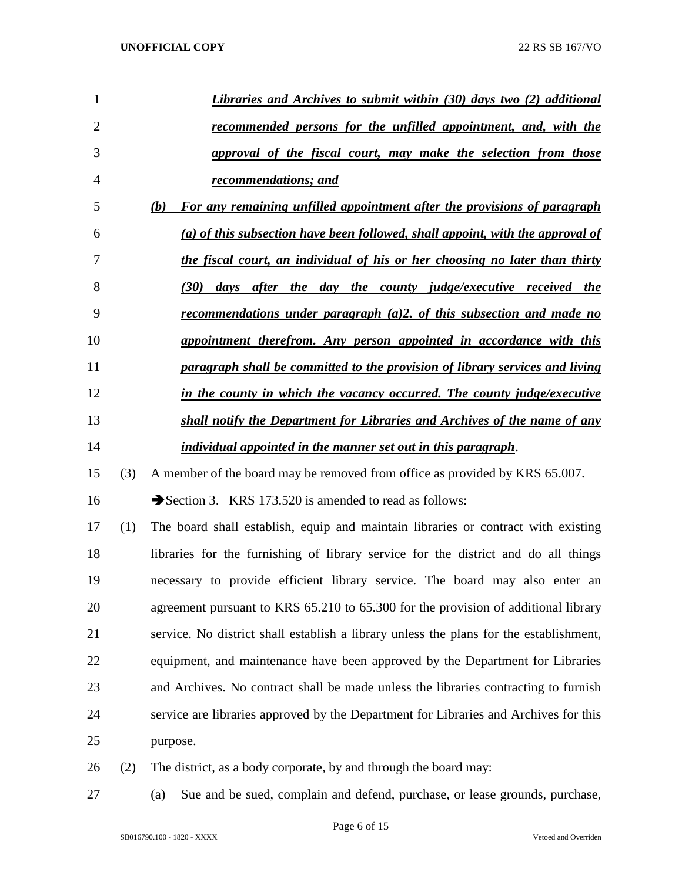***Libraries and Archives to submit within (30) days two (2) additional recommended persons for the unfilled appointment, and, with the approval of the fiscal court, may make the selection from those recommendations; and***

***(b) For any remaining unfilled appointment after the provisions of paragraph (a) of this subsection have been followed, shall appoint, with the approval of the fiscal court, an individual of his or her choosing no later than thirty (30) days after the day the county judge/executive received the recommendations under paragraph (a)2. of this subsection and made no appointment therefrom. Any person appointed in accordance with this paragraph shall be committed to the provision of library services and living in the county in which the vacancy occurred. The county judge/executive shall notify the Department for Libraries and Archives of the name of any individual appointed in the manner set out in this paragraph***.

(3) A member of the board may be removed from office as provided by KRS 65.007.

➔Section 3. KRS 173.520 is amended to read as follows:

(1) The board shall establish, equip and maintain libraries or contract with existing libraries for the furnishing of library service for the district and do all things necessary to provide efficient library service. The board may also enter an agreement pursuant to KRS 65.210 to 65.300 for the provision of additional library service. No district shall establish a library unless the plans for the establishment, equipment, and maintenance have been approved by the Department for Libraries and Archives. No contract shall be made unless the libraries contracting to furnish service are libraries approved by the Department for Libraries and Archives for this purpose.

(2) The district, as a body corporate, by and through the board may:

(a) Sue and be sued, complain and defend, purchase, or lease grounds, purchase,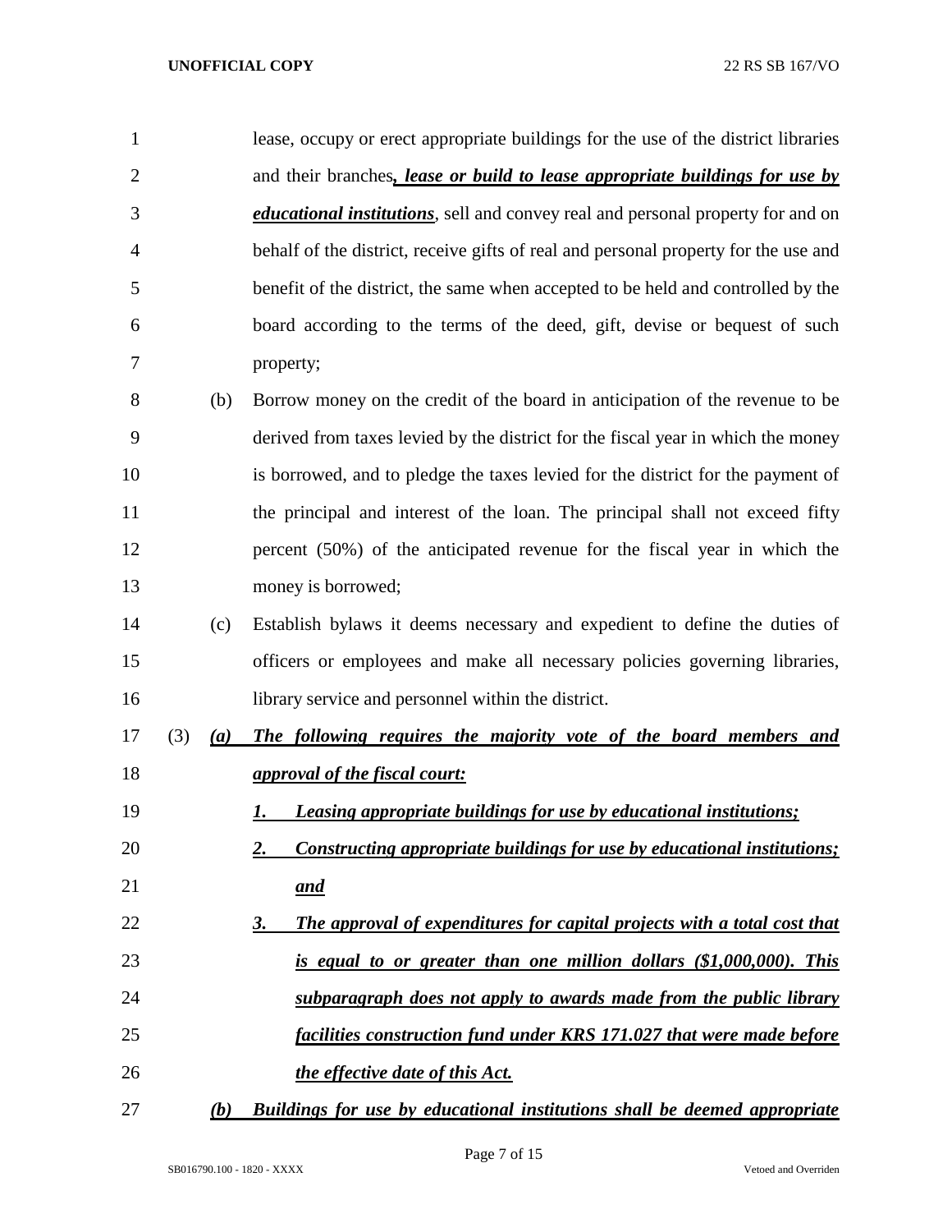lease, occupy or erect appropriate buildings for the use of the district libraries and their branches***, lease or build to lease appropriate buildings for use by educational institutions***, sell and convey real and personal property for and on behalf of the district, receive gifts of real and personal property for the use and benefit of the district, the same when accepted to be held and controlled by the board according to the terms of the deed, gift, devise or bequest of such property;

(b) Borrow money on the credit of the board in anticipation of the revenue to be derived from taxes levied by the district for the fiscal year in which the money is borrowed, and to pledge the taxes levied for the district for the payment of the principal and interest of the loan. The principal shall not exceed fifty percent (50%) of the anticipated revenue for the fiscal year in which the money is borrowed;

(c) Establish bylaws it deems necessary and expedient to define the duties of officers or employees and make all necessary policies governing libraries, library service and personnel within the district.

(3) ***(a) The following requires the majority vote of the board members and approval of the fiscal court:***

***1. Leasing appropriate buildings for use by educational institutions;***

***2. Constructing appropriate buildings for use by educational institutions; and***

***3. The approval of expenditures for capital projects with a total cost that is equal to or greater than one million dollars ($1,000,000). This subparagraph does not apply to awards made from the public library facilities construction fund under KRS 171.027 that were made before the effective date of this Act.***

***(b) Buildings for use by educational institutions shall be deemed appropriate***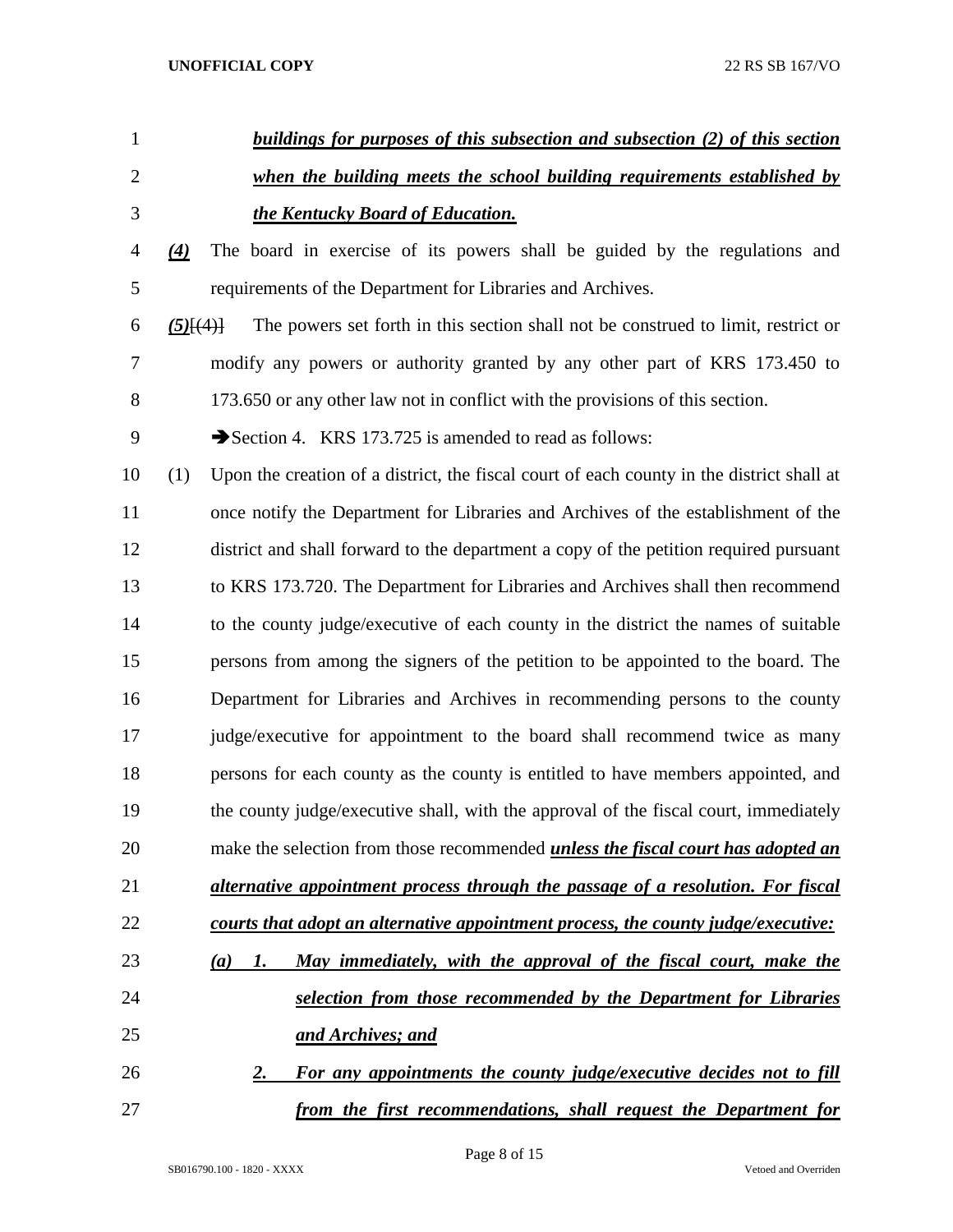***buildings for purposes of this subsection and subsection (2) of this section when the building meets the school building requirements established by the Kentucky Board of Education.***

***(4)*** The board in exercise of its powers shall be guided by the regulations and requirements of the Department for Libraries and Archives.

***(5)***~~[(4)]~~ The powers set forth in this section shall not be construed to limit, restrict or modify any powers or authority granted by any other part of KRS 173.450 to 173.650 or any other law not in conflict with the provisions of this section.

➔Section 4. KRS 173.725 is amended to read as follows:

(1) Upon the creation of a district, the fiscal court of each county in the district shall at once notify the Department for Libraries and Archives of the establishment of the district and shall forward to the department a copy of the petition required pursuant to KRS 173.720. The Department for Libraries and Archives shall then recommend to the county judge/executive of each county in the district the names of suitable persons from among the signers of the petition to be appointed to the board. The Department for Libraries and Archives in recommending persons to the county judge/executive for appointment to the board shall recommend twice as many persons for each county as the county is entitled to have members appointed, and the county judge/executive shall, with the approval of the fiscal court, immediately make the selection from those recommended ***unless the fiscal court has adopted an alternative appointment process through the passage of a resolution. For fiscal courts that adopt an alternative appointment process, the county judge/executive:***

***(a) 1. May immediately, with the approval of the fiscal court, make the selection from those recommended by the Department for Libraries and Archives; and***

***2. For any appointments the county judge/executive decides not to fill from the first recommendations, shall request the Department for***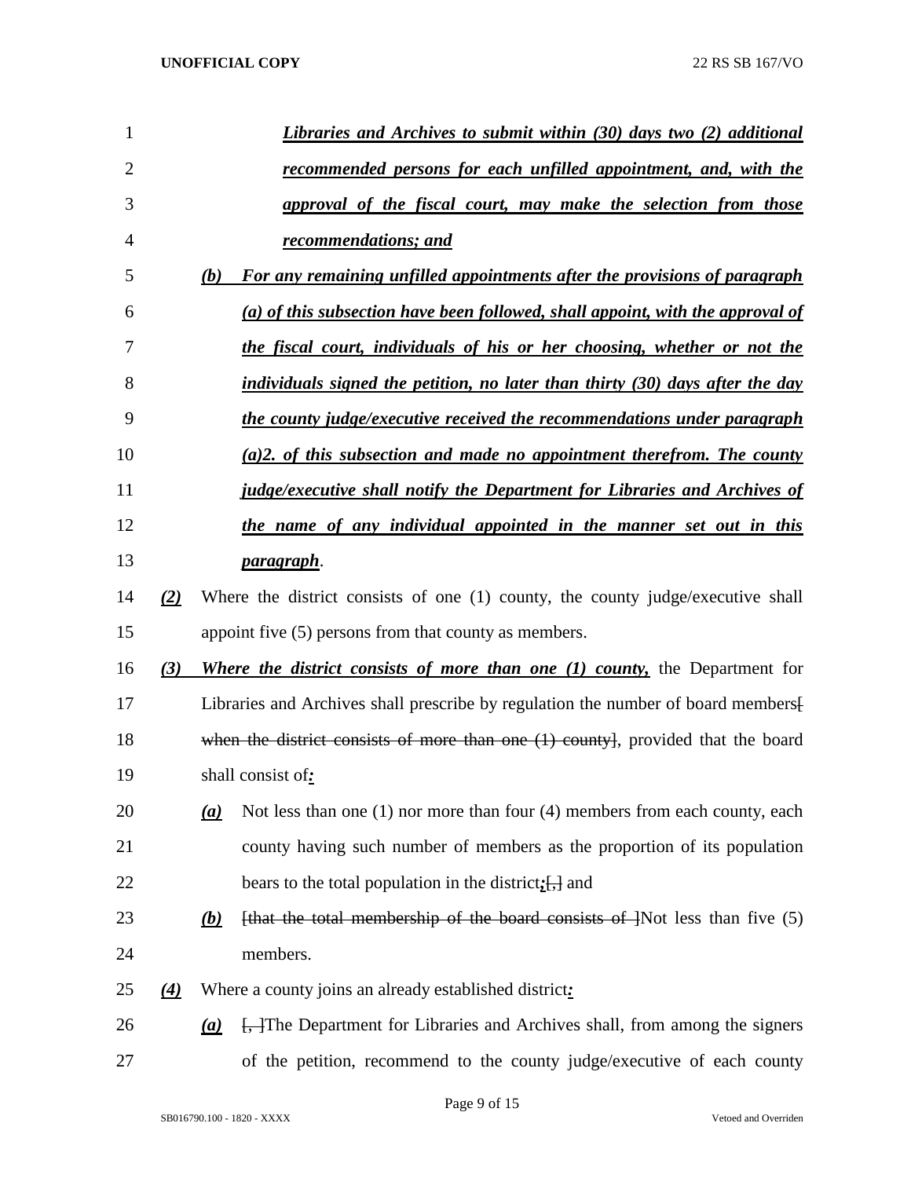***Libraries and Archives to submit within (30) days two (2) additional recommended persons for each unfilled appointment, and, with the approval of the fiscal court, may make the selection from those recommendations; and***

***(b) For any remaining unfilled appointments after the provisions of paragraph (a) of this subsection have been followed, shall appoint, with the approval of the fiscal court, individuals of his or her choosing, whether or not the individuals signed the petition, no later than thirty (30) days after the day the county judge/executive received the recommendations under paragraph (a)2. of this subsection and made no appointment therefrom. The county judge/executive shall notify the Department for Libraries and Archives of the name of any individual appointed in the manner set out in this paragraph***.

***(2)*** Where the district consists of one (1) county, the county judge/executive shall appoint five (5) persons from that county as members.

***(3) Where the district consists of more than one (1) county,*** the Department for Libraries and Archives shall prescribe by regulation the number of board members~~[ when the district consists of more than one (1) county]~~, provided that the board shall consist of***:***

***(a)*** Not less than one (1) nor more than four (4) members from each county, each county having such number of members as the proportion of its population bears to the total population in the district***;***~~[,]~~ and

***(b)*** ~~[that the total membership of the board consists of ]~~Not less than five (5) members.

***(4)*** Where a county joins an already established district***:***

***(a)*** ~~[, ]~~The Department for Libraries and Archives shall, from among the signers of the petition, recommend to the county judge/executive of each county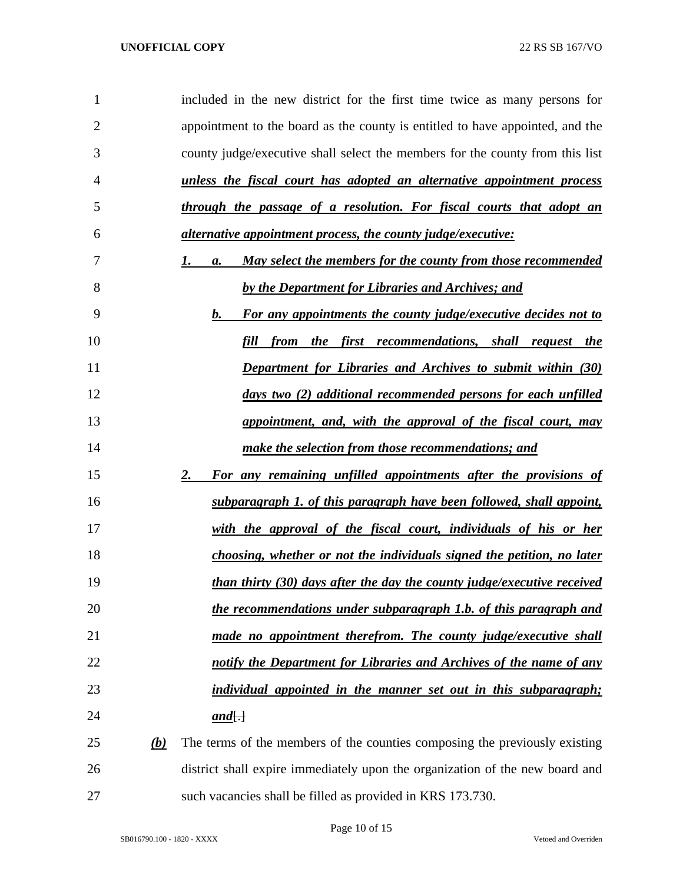included in the new district for the first time twice as many persons for appointment to the board as the county is entitled to have appointed, and the county judge/executive shall select the members for the county from this list ***unless the fiscal court has adopted an alternative appointment process through the passage of a resolution. For fiscal courts that adopt an alternative appointment process, the county judge/executive:***

***1. a. May select the members for the county from those recommended by the Department for Libraries and Archives; and***

***b. For any appointments the county judge/executive decides not to fill from the first recommendations, shall request the Department for Libraries and Archives to submit within (30) days two (2) additional recommended persons for each unfilled appointment, and, with the approval of the fiscal court, may make the selection from those recommendations; and***

***2. For any remaining unfilled appointments after the provisions of subparagraph 1. of this paragraph have been followed, shall appoint, with the approval of the fiscal court, individuals of his or her choosing, whether or not the individuals signed the petition, no later than thirty (30) days after the day the county judge/executive received the recommendations under subparagraph 1.b. of this paragraph and made no appointment therefrom. The county judge/executive shall notify the Department for Libraries and Archives of the name of any individual appointed in the manner set out in this subparagraph; and***[.]

***(b)*** The terms of the members of the counties composing the previously existing district shall expire immediately upon the organization of the new board and such vacancies shall be filled as provided in KRS 173.730.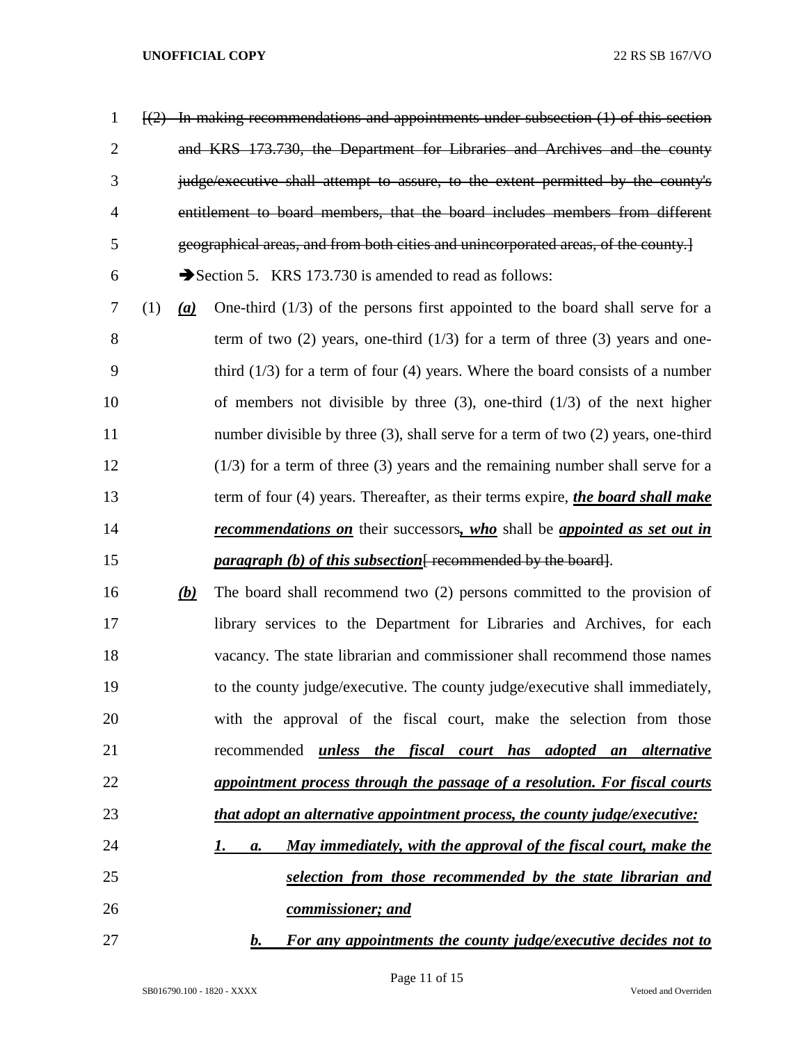[(2) ~~In making recommendations and appointments under subsection (1) of this section and KRS 173.730, the Department for Libraries and Archives and the county judge/executive shall attempt to assure, to the extent permitted by the county's entitlement to board members, that the board includes members from different geographical areas, and from both cities and unincorporated areas, of the county.~~]

➔Section 5. KRS 173.730 is amended to read as follows:

(1) ***(a)*** One-third (1/3) of the persons first appointed to the board shall serve for a term of two (2) years, one-third (1/3) for a term of three (3) years and one-third (1/3) for a term of four (4) years. Where the board consists of a number of members not divisible by three (3), one-third (1/3) of the next higher number divisible by three (3), shall serve for a term of two (2) years, one-third (1/3) for a term of three (3) years and the remaining number shall serve for a term of four (4) years. Thereafter, as their terms expire, ***the board shall make recommendations on*** their successors***, who*** shall be ***appointed as set out in paragraph (b) of this subsection***[~~ recommended by the board~~].

***(b)*** The board shall recommend two (2) persons committed to the provision of library services to the Department for Libraries and Archives, for each vacancy. The state librarian and commissioner shall recommend those names to the county judge/executive. The county judge/executive shall immediately, with the approval of the fiscal court, make the selection from those recommended ***unless the fiscal court has adopted an alternative appointment process through the passage of a resolution. For fiscal courts that adopt an alternative appointment process, the county judge/executive:***

***1. a. May immediately, with the approval of the fiscal court, make the selection from those recommended by the state librarian and commissioner; and***

***b. For any appointments the county judge/executive decides not to***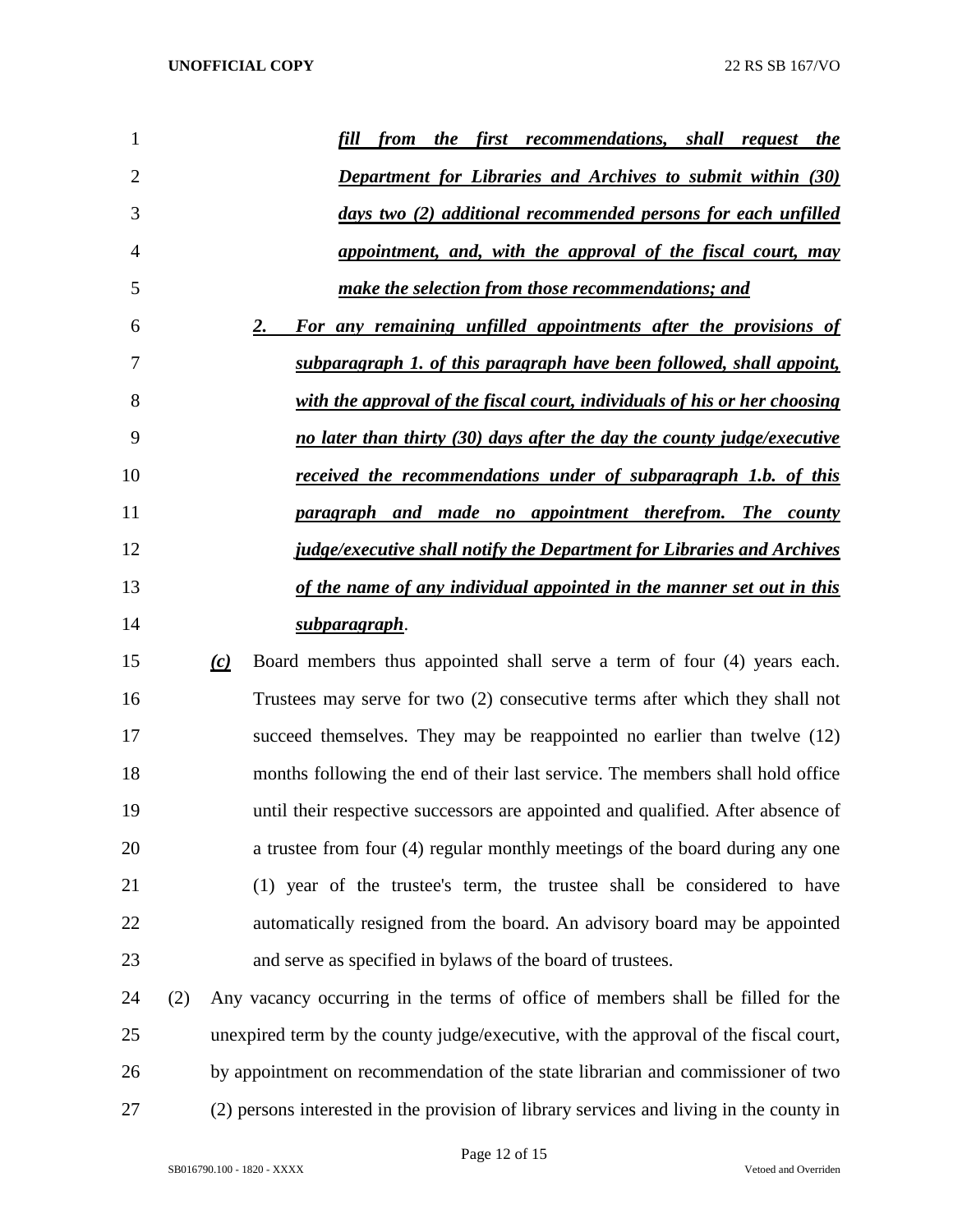*fill from the first recommendations, shall request the Department for Libraries and Archives to submit within (30) days two (2) additional recommended persons for each unfilled appointment, and, with the approval of the fiscal court, may make the selection from those recommendations; and*

*2. For any remaining unfilled appointments after the provisions of subparagraph 1. of this paragraph have been followed, shall appoint, with the approval of the fiscal court, individuals of his or her choosing no later than thirty (30) days after the day the county judge/executive received the recommendations under of subparagraph 1.b. of this paragraph and made no appointment therefrom. The county judge/executive shall notify the Department for Libraries and Archives of the name of any individual appointed in the manner set out in this subparagraph*.

*(c)* Board members thus appointed shall serve a term of four (4) years each. Trustees may serve for two (2) consecutive terms after which they shall not succeed themselves. They may be reappointed no earlier than twelve (12) months following the end of their last service. The members shall hold office until their respective successors are appointed and qualified. After absence of a trustee from four (4) regular monthly meetings of the board during any one (1) year of the trustee's term, the trustee shall be considered to have automatically resigned from the board. An advisory board may be appointed and serve as specified in bylaws of the board of trustees.

(2) Any vacancy occurring in the terms of office of members shall be filled for the unexpired term by the county judge/executive, with the approval of the fiscal court, by appointment on recommendation of the state librarian and commissioner of two (2) persons interested in the provision of library services and living in the county in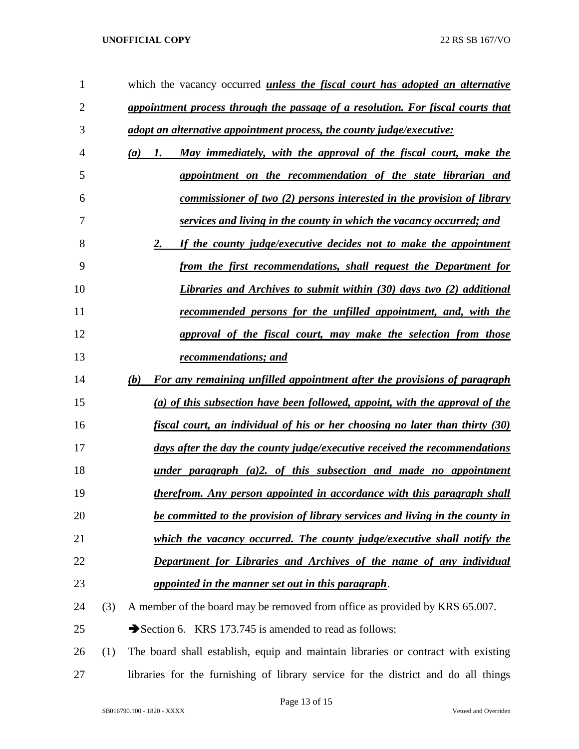which the vacancy occurred ***unless the fiscal court has adopted an alternative appointment process through the passage of a resolution. For fiscal courts that adopt an alternative appointment process, the county judge/executive:***

***(a) 1. May immediately, with the approval of the fiscal court, make the appointment on the recommendation of the state librarian and commissioner of two (2) persons interested in the provision of library services and living in the county in which the vacancy occurred; and***

***2. If the county judge/executive decides not to make the appointment from the first recommendations, shall request the Department for Libraries and Archives to submit within (30) days two (2) additional recommended persons for the unfilled appointment, and, with the approval of the fiscal court, may make the selection from those recommendations; and***

***(b) For any remaining unfilled appointment after the provisions of paragraph (a) of this subsection have been followed, appoint, with the approval of the fiscal court, an individual of his or her choosing no later than thirty (30) days after the day the county judge/executive received the recommendations under paragraph (a)2. of this subsection and made no appointment therefrom. Any person appointed in accordance with this paragraph shall be committed to the provision of library services and living in the county in which the vacancy occurred. The county judge/executive shall notify the Department for Libraries and Archives of the name of any individual appointed in the manner set out in this paragraph***.

(3) A member of the board may be removed from office as provided by KRS 65.007.

➔Section 6. KRS 173.745 is amended to read as follows:

(1) The board shall establish, equip and maintain libraries or contract with existing libraries for the furnishing of library service for the district and do all things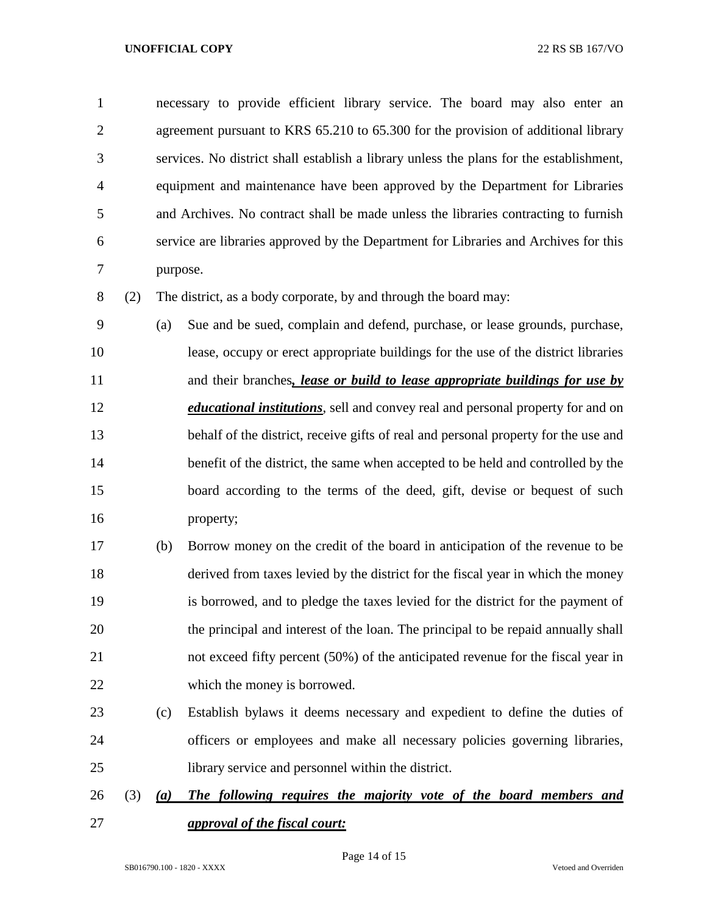necessary to provide efficient library service. The board may also enter an agreement pursuant to KRS 65.210 to 65.300 for the provision of additional library services. No district shall establish a library unless the plans for the establishment, equipment and maintenance have been approved by the Department for Libraries and Archives. No contract shall be made unless the libraries contracting to furnish service are libraries approved by the Department for Libraries and Archives for this purpose.

(2) The district, as a body corporate, by and through the board may:

(a) Sue and be sued, complain and defend, purchase, or lease grounds, purchase, lease, occupy or erect appropriate buildings for the use of the district libraries and their branches***, lease or build to lease appropriate buildings for use by educational institutions***, sell and convey real and personal property for and on behalf of the district, receive gifts of real and personal property for the use and benefit of the district, the same when accepted to be held and controlled by the board according to the terms of the deed, gift, devise or bequest of such property;

(b) Borrow money on the credit of the board in anticipation of the revenue to be derived from taxes levied by the district for the fiscal year in which the money is borrowed, and to pledge the taxes levied for the district for the payment of the principal and interest of the loan. The principal to be repaid annually shall not exceed fifty percent (50%) of the anticipated revenue for the fiscal year in which the money is borrowed.

(c) Establish bylaws it deems necessary and expedient to define the duties of officers or employees and make all necessary policies governing libraries, library service and personnel within the district.

(3) ***(a) The following requires the majority vote of the board members and approval of the fiscal court:***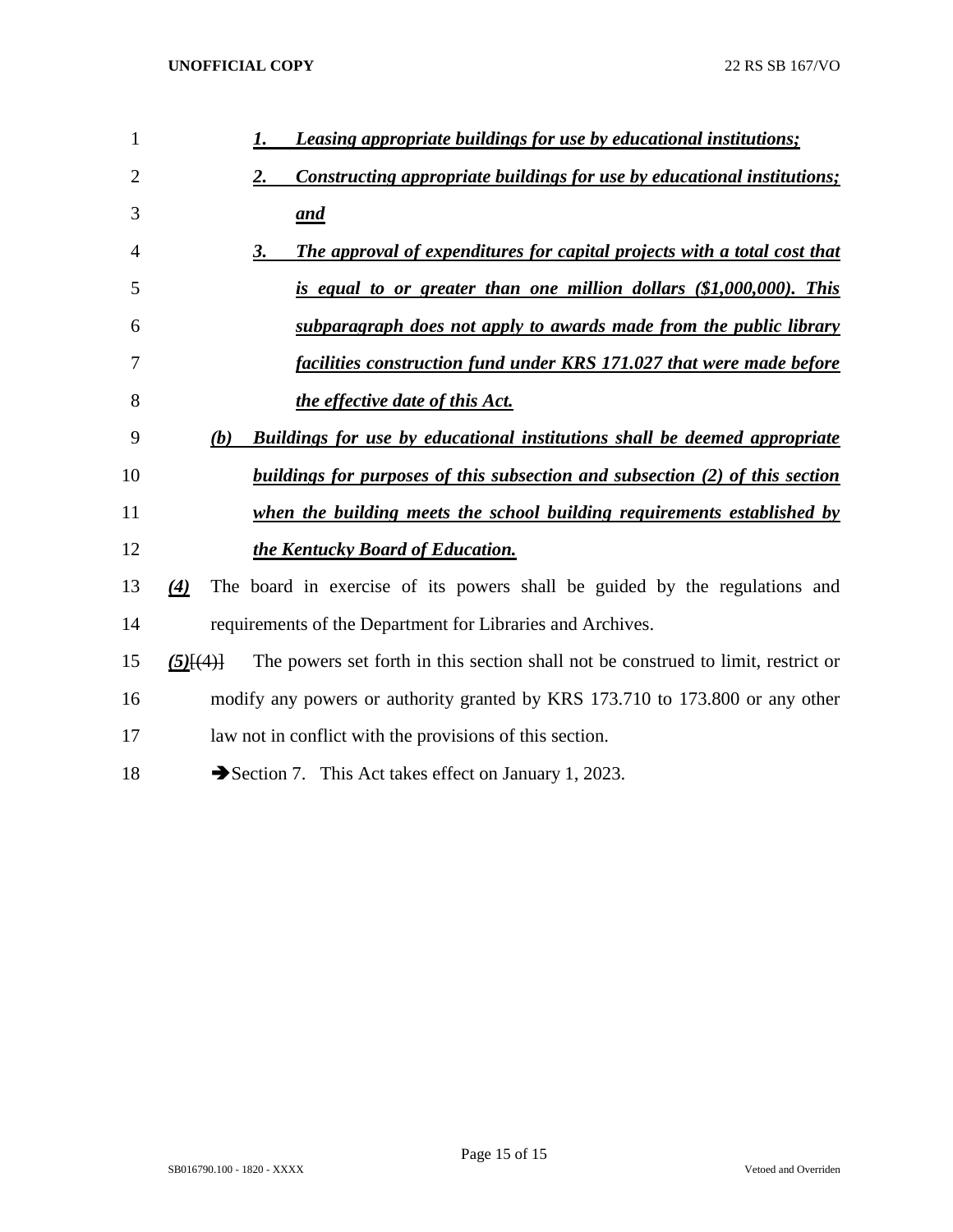1. ***Leasing appropriate buildings for use by educational institutions;***

2. ***Constructing appropriate buildings for use by educational institutions; and***

3. ***The approval of expenditures for capital projects with a total cost that is equal to or greater than one million dollars ($1,000,000). This subparagraph does not apply to awards made from the public library facilities construction fund under KRS 171.027 that were made before the effective date of this Act.***

***(b) Buildings for use by educational institutions shall be deemed appropriate buildings for purposes of this subsection and subsection (2) of this section when the building meets the school building requirements established by the Kentucky Board of Education.***

***(4)*** The board in exercise of its powers shall be guided by the regulations and requirements of the Department for Libraries and Archives.

***(5)***~~[(4)]~~ The powers set forth in this section shall not be construed to limit, restrict or modify any powers or authority granted by KRS 173.710 to 173.800 or any other law not in conflict with the provisions of this section.

➔Section 7. This Act takes effect on January 1, 2023.